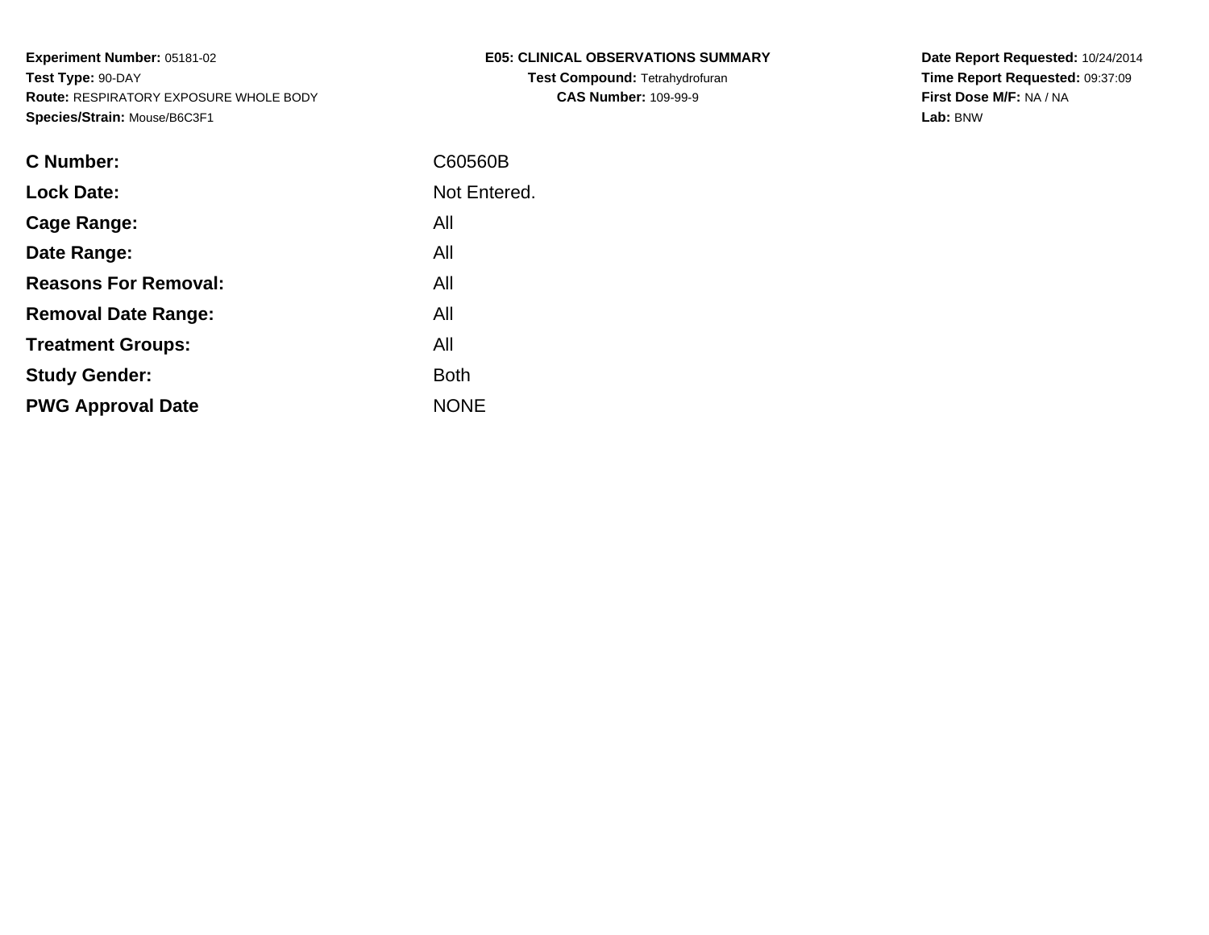**Experiment Number:** 05181-02
**Test Type:** 90-DAY
**Route:** RESPIRATORY EXPOSURE WHOLE BODY
**Species/Strain:** Mouse/B6C3F1

**E05: CLINICAL OBSERVATIONS SUMMARY**
**Test Compound:** Tetrahydrofuran
**CAS Number:** 109-99-9

**Date Report Requested:** 10/24/2014
**Time Report Requested:** 09:37:09
**First Dose M/F:** NA / NA
**Lab:** BNW

| | |
|---|---|
| **C Number:** | C60560B |
| **Lock Date:** | Not Entered. |
| **Cage Range:** | All |
| **Date Range:** | All |
| **Reasons For Removal:** | All |
| **Removal Date Range:** | All |
| **Treatment Groups:** | All |
| **Study Gender:** | Both |
| **PWG Approval Date** | NONE |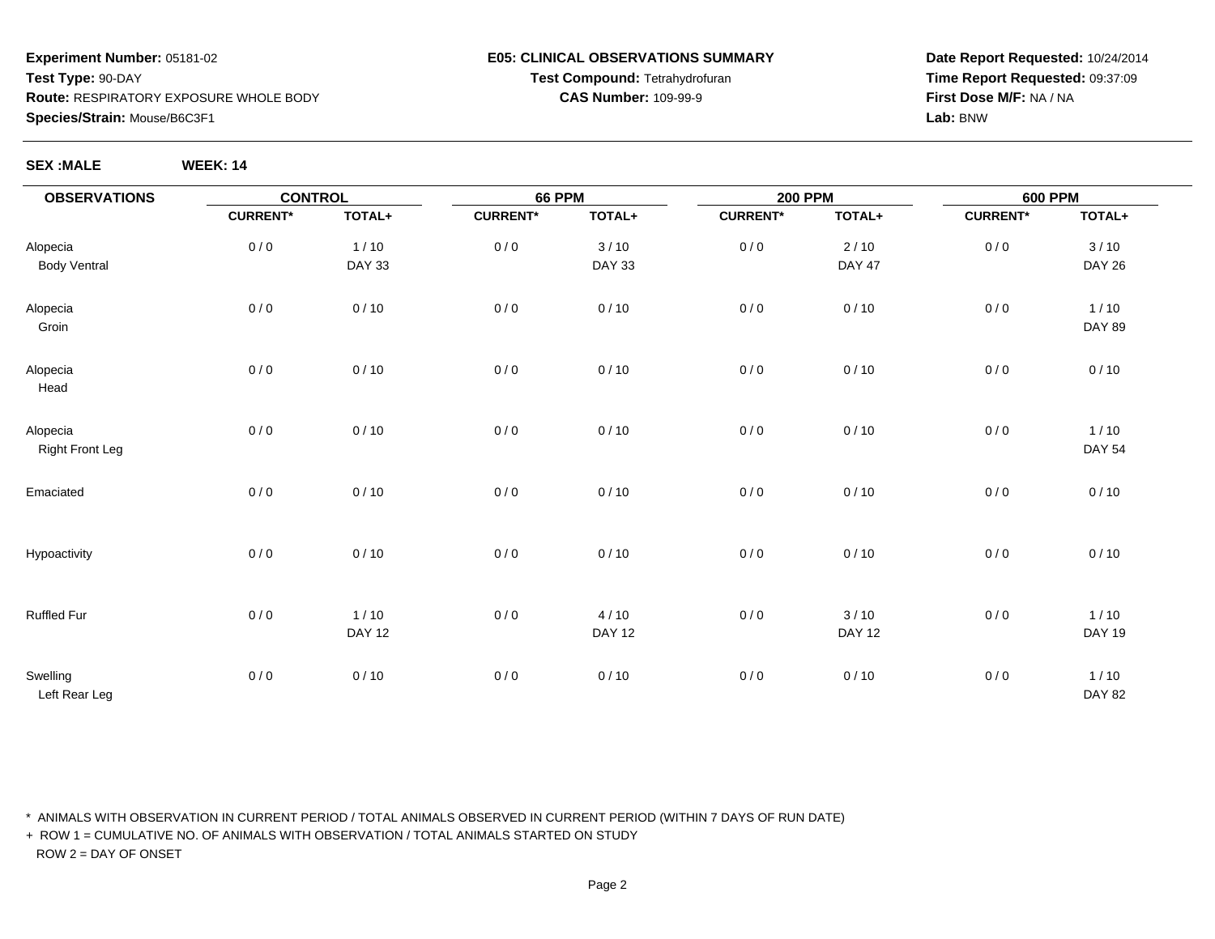**Experiment Number:** 05181-02
**Test Type:** 90-DAY
**Route:** RESPIRATORY EXPOSURE WHOLE BODY
**Species/Strain:** Mouse/B6C3F1

**E05: CLINICAL OBSERVATIONS SUMMARY**
**Test Compound:** Tetrahydrofuran
**CAS Number:** 109-99-9

**Date Report Requested:** 10/24/2014
**Time Report Requested:** 09:37:09
**First Dose M/F:** NA / NA
**Lab:** BNW

**SEX :MALE** **WEEK: 14**

| OBSERVATIONS | CONTROL | | 66 PPM | | 200 PPM | | 600 PPM | |
|---|---|---|---|---|---|---|---|---|
| | CURRENT* | TOTAL+ | CURRENT* | TOTAL+ | CURRENT* | TOTAL+ | CURRENT* | TOTAL+ |
| Alopecia | 0 / 0 | 1 / 10 | 0 / 0 | 3 / 10 | 0 / 0 | 2 / 10 | 0 / 0 | 3 / 10 |
| Body Ventral | | DAY 33 | | DAY 33 | | DAY 47 | | DAY 26 |
| Alopecia | 0 / 0 | 0 / 10 | 0 / 0 | 0 / 10 | 0 / 0 | 0 / 10 | 0 / 0 | 1 / 10 |
| Groin | | | | | | | | DAY 89 |
| Alopecia | 0 / 0 | 0 / 10 | 0 / 0 | 0 / 10 | 0 / 0 | 0 / 10 | 0 / 0 | 0 / 10 |
| Head | | | | | | | | |
| Alopecia | 0 / 0 | 0 / 10 | 0 / 0 | 0 / 10 | 0 / 0 | 0 / 10 | 0 / 0 | 1 / 10 |
| Right Front Leg | | | | | | | | DAY 54 |
| Emaciated | 0 / 0 | 0 / 10 | 0 / 0 | 0 / 10 | 0 / 0 | 0 / 10 | 0 / 0 | 0 / 10 |
| Hypoactivity | 0 / 0 | 0 / 10 | 0 / 0 | 0 / 10 | 0 / 0 | 0 / 10 | 0 / 0 | 0 / 10 |
| Ruffled Fur | 0 / 0 | 1 / 10 | 0 / 0 | 4 / 10 | 0 / 0 | 3 / 10 | 0 / 0 | 1 / 10 |
| | | DAY 12 | | DAY 12 | | DAY 12 | | DAY 19 |
| Swelling | 0 / 0 | 0 / 10 | 0 / 0 | 0 / 10 | 0 / 0 | 0 / 10 | 0 / 0 | 1 / 10 |
| Left Rear Leg | | | | | | | | DAY 82 |

\* ANIMALS WITH OBSERVATION IN CURRENT PERIOD / TOTAL ANIMALS OBSERVED IN CURRENT PERIOD (WITHIN 7 DAYS OF RUN DATE)
\+ ROW 1 = CUMULATIVE NO. OF ANIMALS WITH OBSERVATION / TOTAL ANIMALS STARTED ON STUDY
ROW 2 = DAY OF ONSET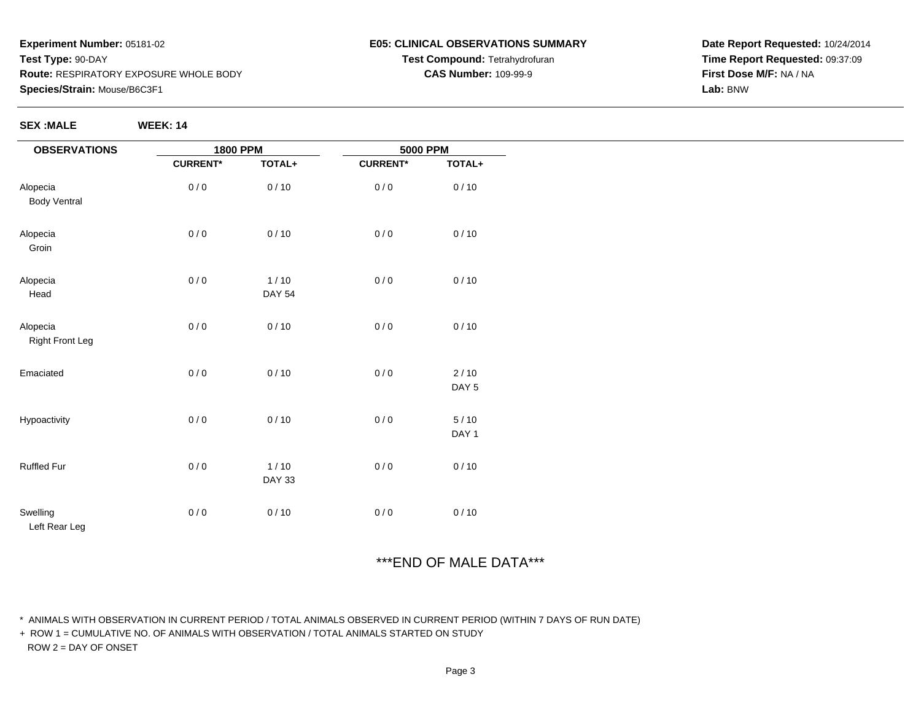**Experiment Number:** 05181-02
**Test Type:** 90-DAY
**Route:** RESPIRATORY EXPOSURE WHOLE BODY
**Species/Strain:** Mouse/B6C3F1

**E05: CLINICAL OBSERVATIONS SUMMARY**
**Test Compound:** Tetrahydrofuran
**CAS Number:** 109-99-9

**Date Report Requested:** 10/24/2014
**Time Report Requested:** 09:37:09
**First Dose M/F:** NA / NA
**Lab:** BNW

**SEX :MALE** **WEEK: 14**

| OBSERVATIONS | 1800 PPM | | 5000 PPM | |
|---|---|---|---|---|
| | CURRENT* | TOTAL+ | CURRENT* | TOTAL+ |
| Alopecia Body Ventral | 0 / 0 | 0 / 10 | 0 / 0 | 0 / 10 |
| Alopecia Groin | 0 / 0 | 0 / 10 | 0 / 0 | 0 / 10 |
| Alopecia Head | 0 / 0 | 1 / 10 DAY 54 | 0 / 0 | 0 / 10 |
| Alopecia Right Front Leg | 0 / 0 | 0 / 10 | 0 / 0 | 0 / 10 |
| Emaciated | 0 / 0 | 0 / 10 | 0 / 0 | 2 / 10 DAY 5 |
| Hypoactivity | 0 / 0 | 0 / 10 | 0 / 0 | 5 / 10 DAY 1 |
| Ruffled Fur | 0 / 0 | 1 / 10 DAY 33 | 0 / 0 | 0 / 10 |
| Swelling Left Rear Leg | 0 / 0 | 0 / 10 | 0 / 0 | 0 / 10 |

***END OF MALE DATA***

\* ANIMALS WITH OBSERVATION IN CURRENT PERIOD / TOTAL ANIMALS OBSERVED IN CURRENT PERIOD (WITHIN 7 DAYS OF RUN DATE)
\+ ROW 1 = CUMULATIVE NO. OF ANIMALS WITH OBSERVATION / TOTAL ANIMALS STARTED ON STUDY
ROW 2 = DAY OF ONSET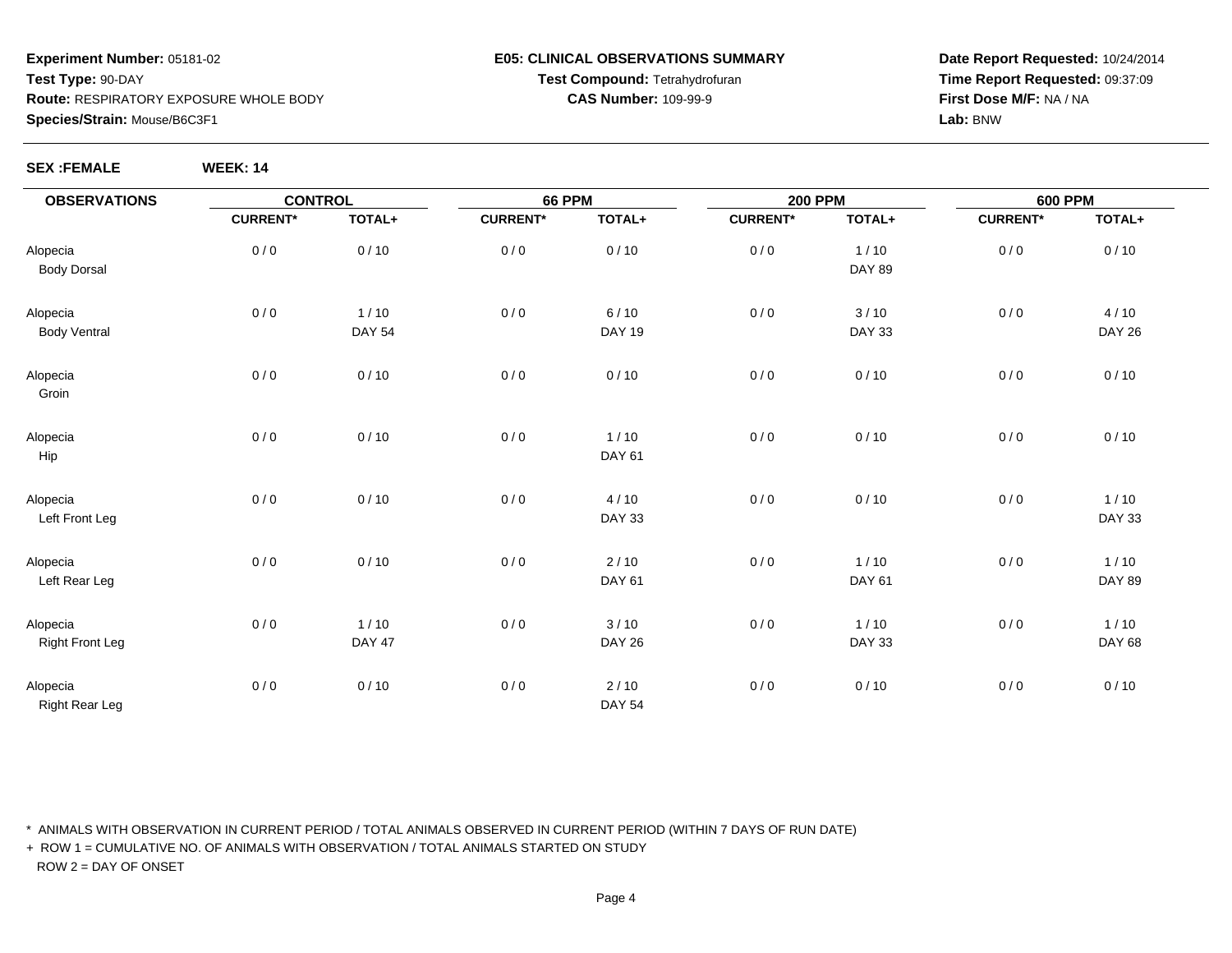**Experiment Number:** 05181-02
**Test Type:** 90-DAY
**Route:** RESPIRATORY EXPOSURE WHOLE BODY
**Species/Strain:** Mouse/B6C3F1

**E05: CLINICAL OBSERVATIONS SUMMARY**
**Test Compound:** Tetrahydrofuran
**CAS Number:** 109-99-9

**Date Report Requested:** 10/24/2014
**Time Report Requested:** 09:37:09
**First Dose M/F:** NA / NA
**Lab:** BNW

**SEX :FEMALE** **WEEK: 14**

| OBSERVATIONS | CONTROL | | 66 PPM | | 200 PPM | | 600 PPM | |
|---|---|---|---|---|---|---|---|---|
| | CURRENT* | TOTAL+ | CURRENT* | TOTAL+ | CURRENT* | TOTAL+ | CURRENT* | TOTAL+ |
| Alopecia | 0 / 0 | 0 / 10 | 0 / 0 | 0 / 10 | 0 / 0 | 1 / 10 | 0 / 0 | 0 / 10 |
| Body Dorsal | | | | | | DAY 89 | | |
| Alopecia | 0 / 0 | 1 / 10 | 0 / 0 | 6 / 10 | 0 / 0 | 3 / 10 | 0 / 0 | 4 / 10 |
| Body Ventral | | DAY 54 | | DAY 19 | | DAY 33 | | DAY 26 |
| Alopecia | 0 / 0 | 0 / 10 | 0 / 0 | 0 / 10 | 0 / 0 | 0 / 10 | 0 / 0 | 0 / 10 |
| Groin | | | | | | | | |
| Alopecia | 0 / 0 | 0 / 10 | 0 / 0 | 1 / 10 | 0 / 0 | 0 / 10 | 0 / 0 | 0 / 10 |
| Hip | | | | DAY 61 | | | | |
| Alopecia | 0 / 0 | 0 / 10 | 0 / 0 | 4 / 10 | 0 / 0 | 0 / 10 | 0 / 0 | 1 / 10 |
| Left Front Leg | | | | DAY 33 | | | | DAY 33 |
| Alopecia | 0 / 0 | 0 / 10 | 0 / 0 | 2 / 10 | 0 / 0 | 1 / 10 | 0 / 0 | 1 / 10 |
| Left Rear Leg | | | | DAY 61 | | DAY 61 | | DAY 89 |
| Alopecia | 0 / 0 | 1 / 10 | 0 / 0 | 3 / 10 | 0 / 0 | 1 / 10 | 0 / 0 | 1 / 10 |
| Right Front Leg | | DAY 47 | | DAY 26 | | DAY 33 | | DAY 68 |
| Alopecia | 0 / 0 | 0 / 10 | 0 / 0 | 2 / 10 | 0 / 0 | 0 / 10 | 0 / 0 | 0 / 10 |
| Right Rear Leg | | | | DAY 54 | | | | |

\* ANIMALS WITH OBSERVATION IN CURRENT PERIOD / TOTAL ANIMALS OBSERVED IN CURRENT PERIOD (WITHIN 7 DAYS OF RUN DATE)

\+ ROW 1 = CUMULATIVE NO. OF ANIMALS WITH OBSERVATION / TOTAL ANIMALS STARTED ON STUDY

ROW 2 = DAY OF ONSET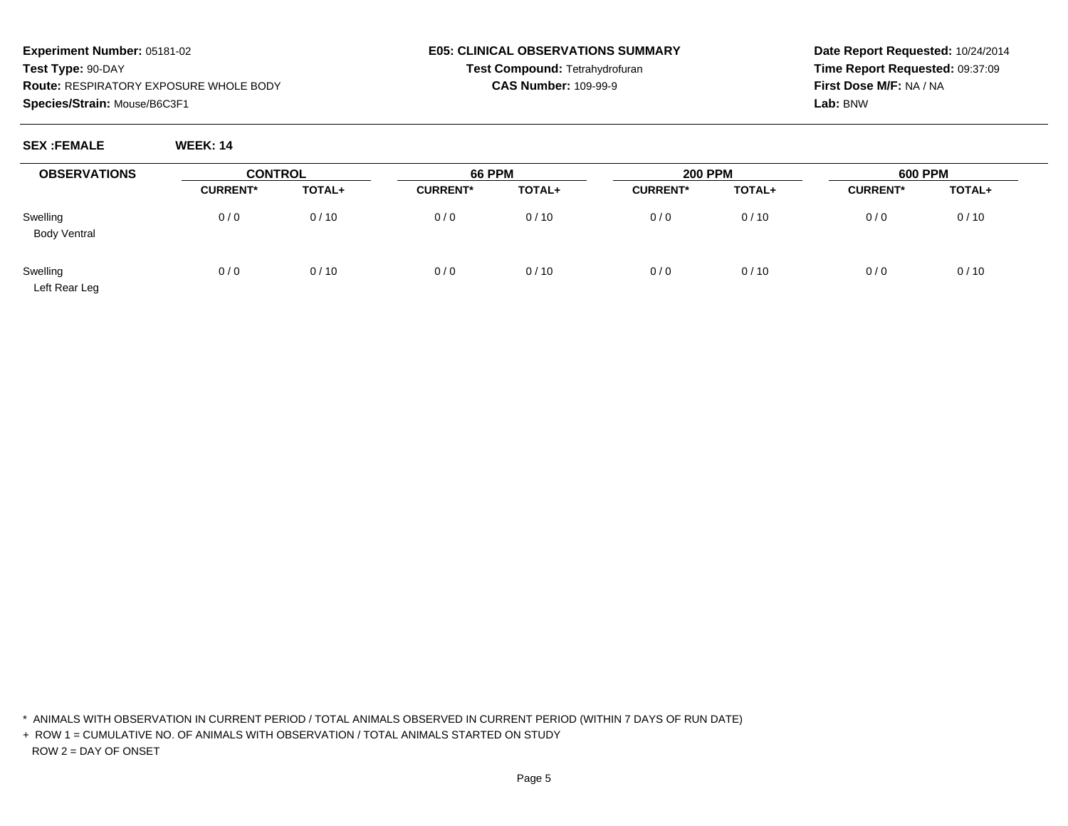**Experiment Number:** 05181-02
**Test Type:** 90-DAY
**Route:** RESPIRATORY EXPOSURE WHOLE BODY
**Species/Strain:** Mouse/B6C3F1

## E05: CLINICAL OBSERVATIONS SUMMARY

**Test Compound:** Tetrahydrofuran
**CAS Number:** 109-99-9

**Date Report Requested:** 10/24/2014
**Time Report Requested:** 09:37:09
**First Dose M/F:** NA / NA
**Lab:** BNW

**SEX :FEMALE** **WEEK: 14**

| OBSERVATIONS | CONTROL | | 66 PPM | | 200 PPM | | 600 PPM | |
|---|---|---|---|---|---|---|---|---|
| | CURRENT* | TOTAL+ | CURRENT* | TOTAL+ | CURRENT* | TOTAL+ | CURRENT* | TOTAL+ |
| Swelling<br>Body Ventral | 0 / 0 | 0 / 10 | 0 / 0 | 0 / 10 | 0 / 0 | 0 / 10 | 0 / 0 | 0 / 10 |
| Swelling<br>Left Rear Leg | 0 / 0 | 0 / 10 | 0 / 0 | 0 / 10 | 0 / 0 | 0 / 10 | 0 / 0 | 0 / 10 |

\* ANIMALS WITH OBSERVATION IN CURRENT PERIOD / TOTAL ANIMALS OBSERVED IN CURRENT PERIOD (WITHIN 7 DAYS OF RUN DATE)

\+ ROW 1 = CUMULATIVE NO. OF ANIMALS WITH OBSERVATION / TOTAL ANIMALS STARTED ON STUDY
ROW 2 = DAY OF ONSET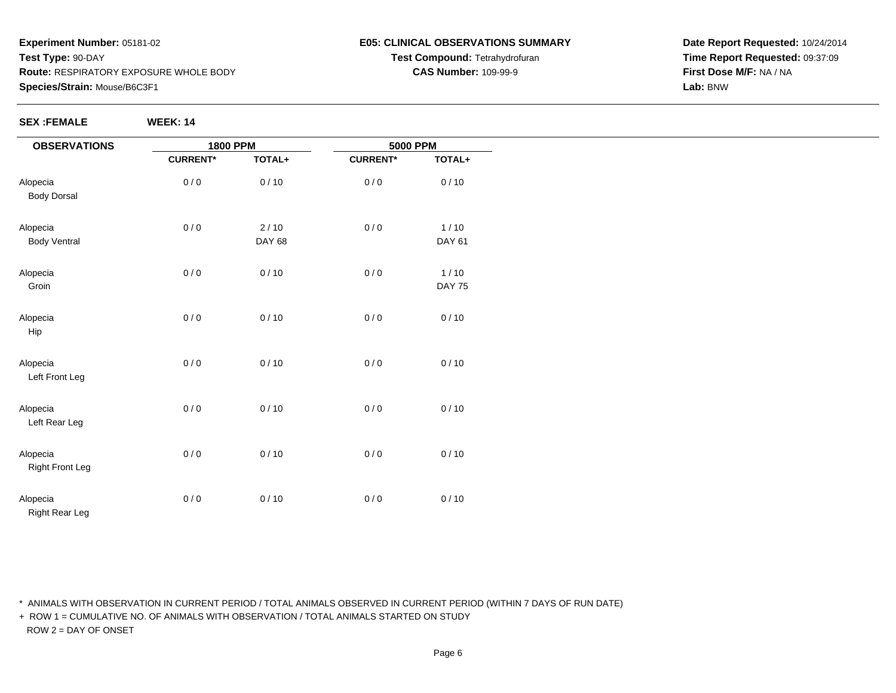**Experiment Number:** 05181-02
**Test Type:** 90-DAY
**Route:** RESPIRATORY EXPOSURE WHOLE BODY
**Species/Strain:** Mouse/B6C3F1

**E05: CLINICAL OBSERVATIONS SUMMARY**
**Test Compound:** Tetrahydrofuran
**CAS Number:** 109-99-9

**Date Report Requested:** 10/24/2014
**Time Report Requested:** 09:37:09
**First Dose M/F:** NA / NA
**Lab:** BNW

**SEX :FEMALE** **WEEK: 14**

| OBSERVATIONS | 1800 PPM | | 5000 PPM | |
|---|---|---|---|---|
| | CURRENT* | TOTAL+ | CURRENT* | TOTAL+ |
| Alopecia<br>Body Dorsal | 0 / 0 | 0 / 10 | 0 / 0 | 0 / 10 |
| Alopecia<br>Body Ventral | 0 / 0 | 2 / 10<br>DAY 68 | 0 / 0 | 1 / 10<br>DAY 61 |
| Alopecia<br>Groin | 0 / 0 | 0 / 10 | 0 / 0 | 1 / 10<br>DAY 75 |
| Alopecia<br>Hip | 0 / 0 | 0 / 10 | 0 / 0 | 0 / 10 |
| Alopecia<br>Left Front Leg | 0 / 0 | 0 / 10 | 0 / 0 | 0 / 10 |
| Alopecia<br>Left Rear Leg | 0 / 0 | 0 / 10 | 0 / 0 | 0 / 10 |
| Alopecia<br>Right Front Leg | 0 / 0 | 0 / 10 | 0 / 0 | 0 / 10 |
| Alopecia<br>Right Rear Leg | 0 / 0 | 0 / 10 | 0 / 0 | 0 / 10 |

\* ANIMALS WITH OBSERVATION IN CURRENT PERIOD / TOTAL ANIMALS OBSERVED IN CURRENT PERIOD (WITHIN 7 DAYS OF RUN DATE)

\+ ROW 1 = CUMULATIVE NO. OF ANIMALS WITH OBSERVATION / TOTAL ANIMALS STARTED ON STUDY
ROW 2 = DAY OF ONSET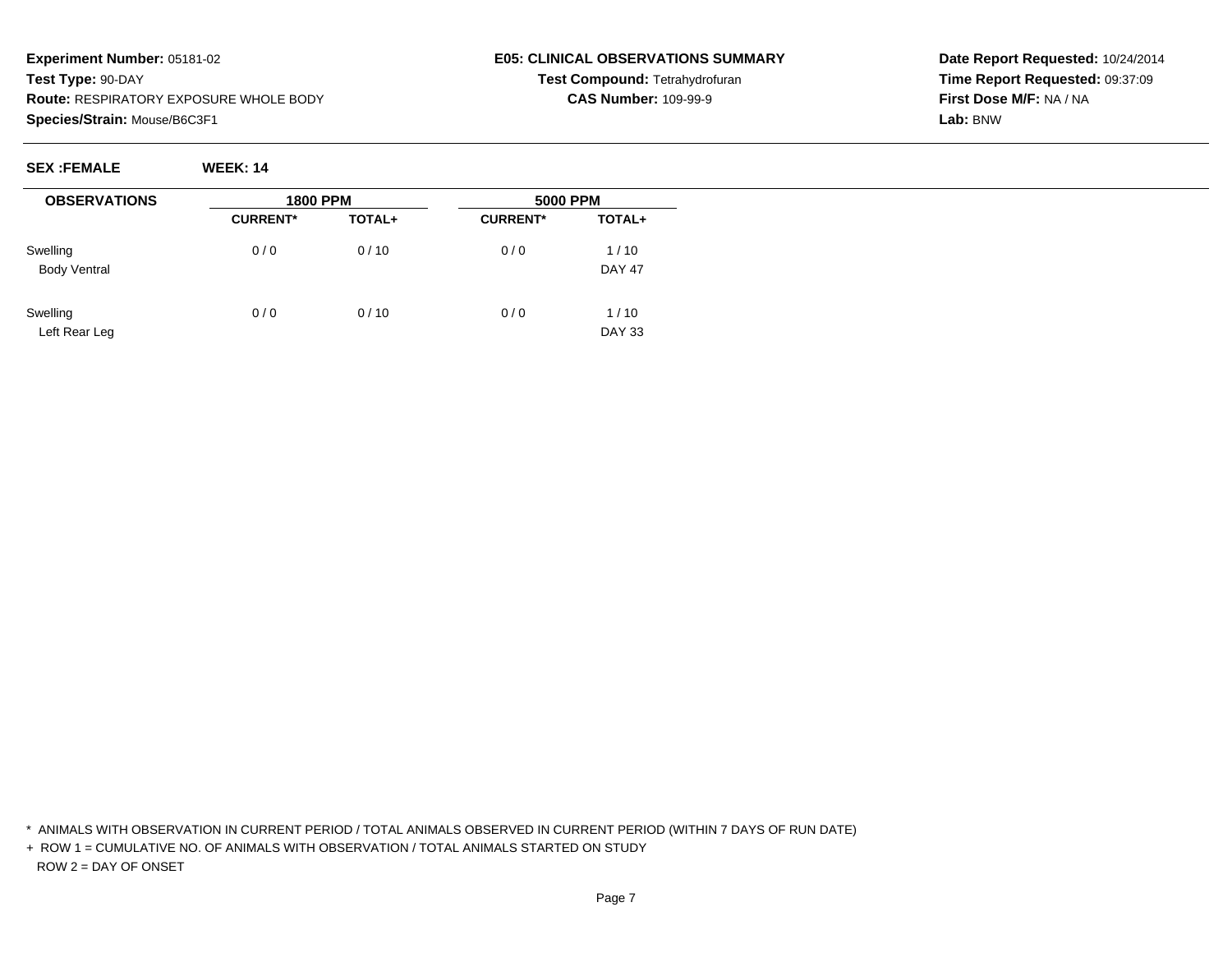**Experiment Number:** 05181-02
**Test Type:** 90-DAY
**Route:** RESPIRATORY EXPOSURE WHOLE BODY
**Species/Strain:** Mouse/B6C3F1

**E05: CLINICAL OBSERVATIONS SUMMARY**
**Test Compound:** Tetrahydrofuran
**CAS Number:** 109-99-9

**Date Report Requested:** 10/24/2014
**Time Report Requested:** 09:37:09
**First Dose M/F:** NA / NA
**Lab:** BNW

**SEX :FEMALE** **WEEK: 14**

| OBSERVATIONS | 1800 PPM | | 5000 PPM | |
|---|---|---|---|---|
| | CURRENT* | TOTAL+ | CURRENT* | TOTAL+ |
| Swelling | 0 / 0 | 0 / 10 | 0 / 0 | 1 / 10 |
| Body Ventral | | | | DAY 47 |
| Swelling | 0 / 0 | 0 / 10 | 0 / 0 | 1 / 10 |
| Left Rear Leg | | | | DAY 33 |

* ANIMALS WITH OBSERVATION IN CURRENT PERIOD / TOTAL ANIMALS OBSERVED IN CURRENT PERIOD (WITHIN 7 DAYS OF RUN DATE)

+ ROW 1 = CUMULATIVE NO. OF ANIMALS WITH OBSERVATION / TOTAL ANIMALS STARTED ON STUDY
ROW 2 = DAY OF ONSET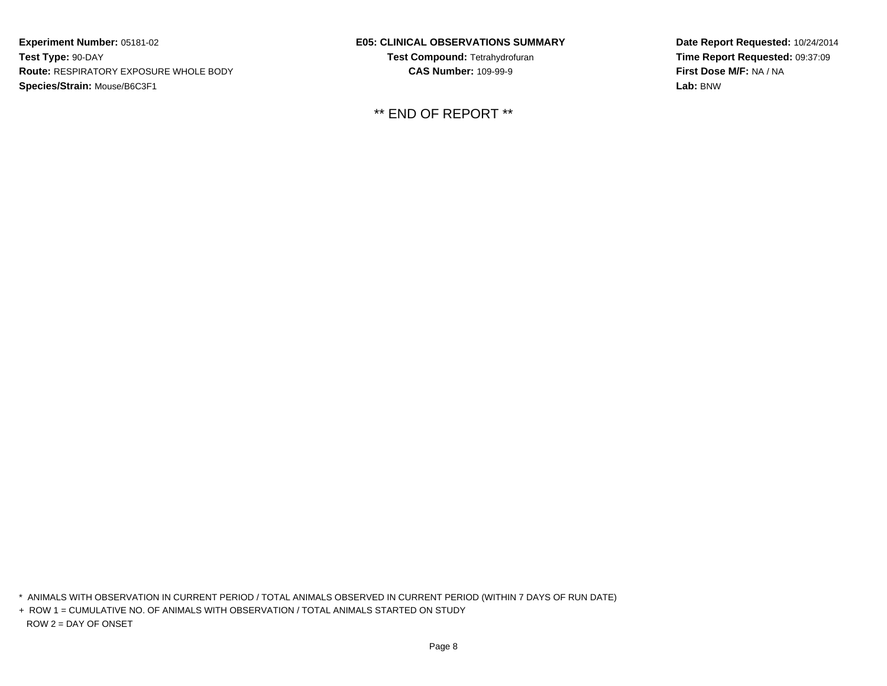**Experiment Number:** 05181-02
**Test Type:** 90-DAY
**Route:** RESPIRATORY EXPOSURE WHOLE BODY
**Species/Strain:** Mouse/B6C3F1

**E05: CLINICAL OBSERVATIONS SUMMARY**
**Test Compound:** Tetrahydrofuran
**CAS Number:** 109-99-9

**Date Report Requested:** 10/24/2014
**Time Report Requested:** 09:37:09
**First Dose M/F:** NA / NA
**Lab:** BNW

** END OF REPORT **

* ANIMALS WITH OBSERVATION IN CURRENT PERIOD / TOTAL ANIMALS OBSERVED IN CURRENT PERIOD (WITHIN 7 DAYS OF RUN DATE)

+ ROW 1 = CUMULATIVE NO. OF ANIMALS WITH OBSERVATION / TOTAL ANIMALS STARTED ON STUDY
ROW 2 = DAY OF ONSET